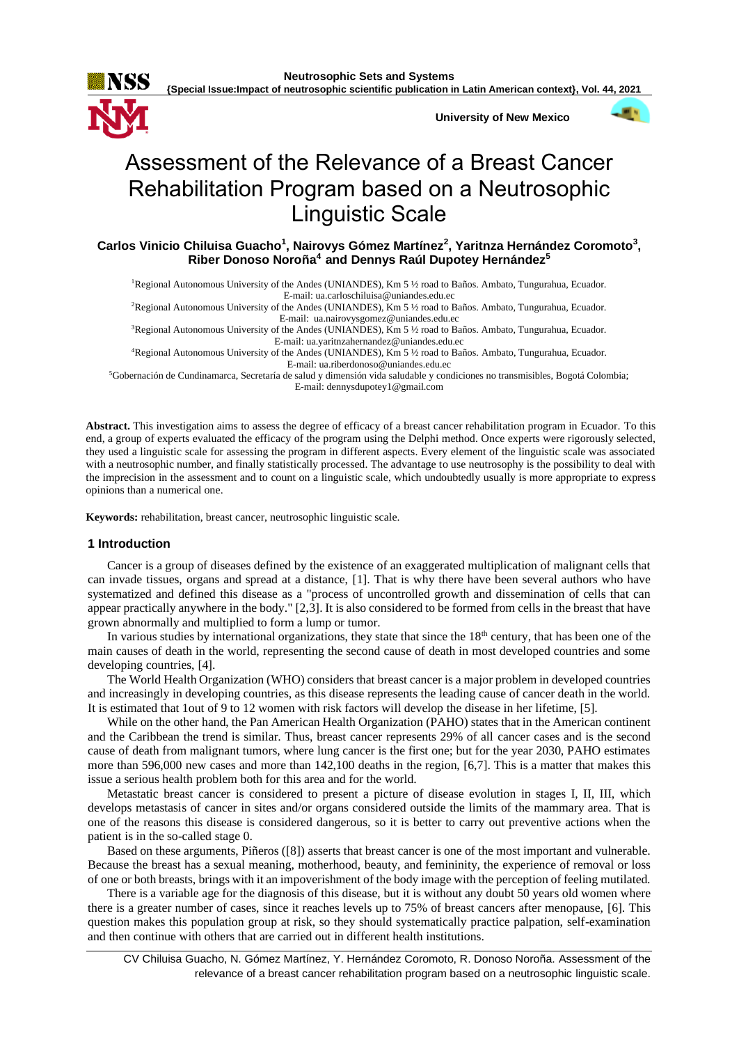# Assessment of the Relevance of a Breast Cancer Rehabilitation Program based on a Neutrosophic Linguistic Scale

**Carlos Vinicio Chiluisa Guacho[1], Nairovys Gómez Martínez[2], Yaritnza Hernández Coromoto[3], Riber Donoso Noroña[4] and Dennys Raúl Dupotey Hernández[5]**

[1]Regional Autonomous University of the Andes (UNIANDES), Km 5 ½ road to Baños. Ambato, Tungurahua, Ecuador. E-mail: ua.carloschiluisa@uniandes.edu.ec

[2]Regional Autonomous University of the Andes (UNIANDES), Km 5 ½ road to Baños. Ambato, Tungurahua, Ecuador. E-mail: ua.nairovysgomez@uniandes.edu.ec

[3]Regional Autonomous University of the Andes (UNIANDES), Km 5 ½ road to Baños. Ambato, Tungurahua, Ecuador. E-mail: ua.yaritnzahernandez@uniandes.edu.ec

[4]Regional Autonomous University of the Andes (UNIANDES), Km 5 ½ road to Baños. Ambato, Tungurahua, Ecuador. E-mail: ua.riberdonoso@uniandes.edu.ec

[5]Gobernación de Cundinamarca, Secretaría de salud y dimensión vida saludable y condiciones no transmisibles, Bogotá Colombia; E-mail: dennysdupotey1@gmail.com

**Abstract.** This investigation aims to assess the degree of efficacy of a breast cancer rehabilitation program in Ecuador. To this end, a group of experts evaluated the efficacy of the program using the Delphi method. Once experts were rigorously selected, they used a linguistic scale for assessing the program in different aspects. Every element of the linguistic scale was associated with a neutrosophic number, and finally statistically processed. The advantage to use neutrosophy is the possibility to deal with the imprecision in the assessment and to count on a linguistic scale, which undoubtedly usually is more appropriate to express opinions than a numerical one.

**Keywords:** rehabilitation, breast cancer, neutrosophic linguistic scale.

## 1 Introduction

Cancer is a group of diseases defined by the existence of an exaggerated multiplication of malignant cells that can invade tissues, organs and spread at a distance, [1]. That is why there have been several authors who have systematized and defined this disease as a "process of uncontrolled growth and dissemination of cells that can appear practically anywhere in the body." [2,3]. It is also considered to be formed from cells in the breast that have grown abnormally and multiplied to form a lump or tumor.

In various studies by international organizations, they state that since the 18th century, that has been one of the main causes of death in the world, representing the second cause of death in most developed countries and some developing countries, [4].

The World Health Organization (WHO) considers that breast cancer is a major problem in developed countries and increasingly in developing countries, as this disease represents the leading cause of cancer death in the world. It is estimated that 1out of 9 to 12 women with risk factors will develop the disease in her lifetime, [5].

While on the other hand, the Pan American Health Organization (PAHO) states that in the American continent and the Caribbean the trend is similar. Thus, breast cancer represents 29% of all cancer cases and is the second cause of death from malignant tumors, where lung cancer is the first one; but for the year 2030, PAHO estimates more than 596,000 new cases and more than 142,100 deaths in the region, [6,7]. This is a matter that makes this issue a serious health problem both for this area and for the world.

Metastatic breast cancer is considered to present a picture of disease evolution in stages I, II, III, which develops metastasis of cancer in sites and/or organs considered outside the limits of the mammary area. That is one of the reasons this disease is considered dangerous, so it is better to carry out preventive actions when the patient is in the so-called stage 0.

Based on these arguments, Piñeros ([8]) asserts that breast cancer is one of the most important and vulnerable. Because the breast has a sexual meaning, motherhood, beauty, and femininity, the experience of removal or loss of one or both breasts, brings with it an impoverishment of the body image with the perception of feeling mutilated.

There is a variable age for the diagnosis of this disease, but it is without any doubt 50 years old women where there is a greater number of cases, since it reaches levels up to 75% of breast cancers after menopause, [6]. This question makes this population group at risk, so they should systematically practice palpation, self-examination and then continue with others that are carried out in different health institutions.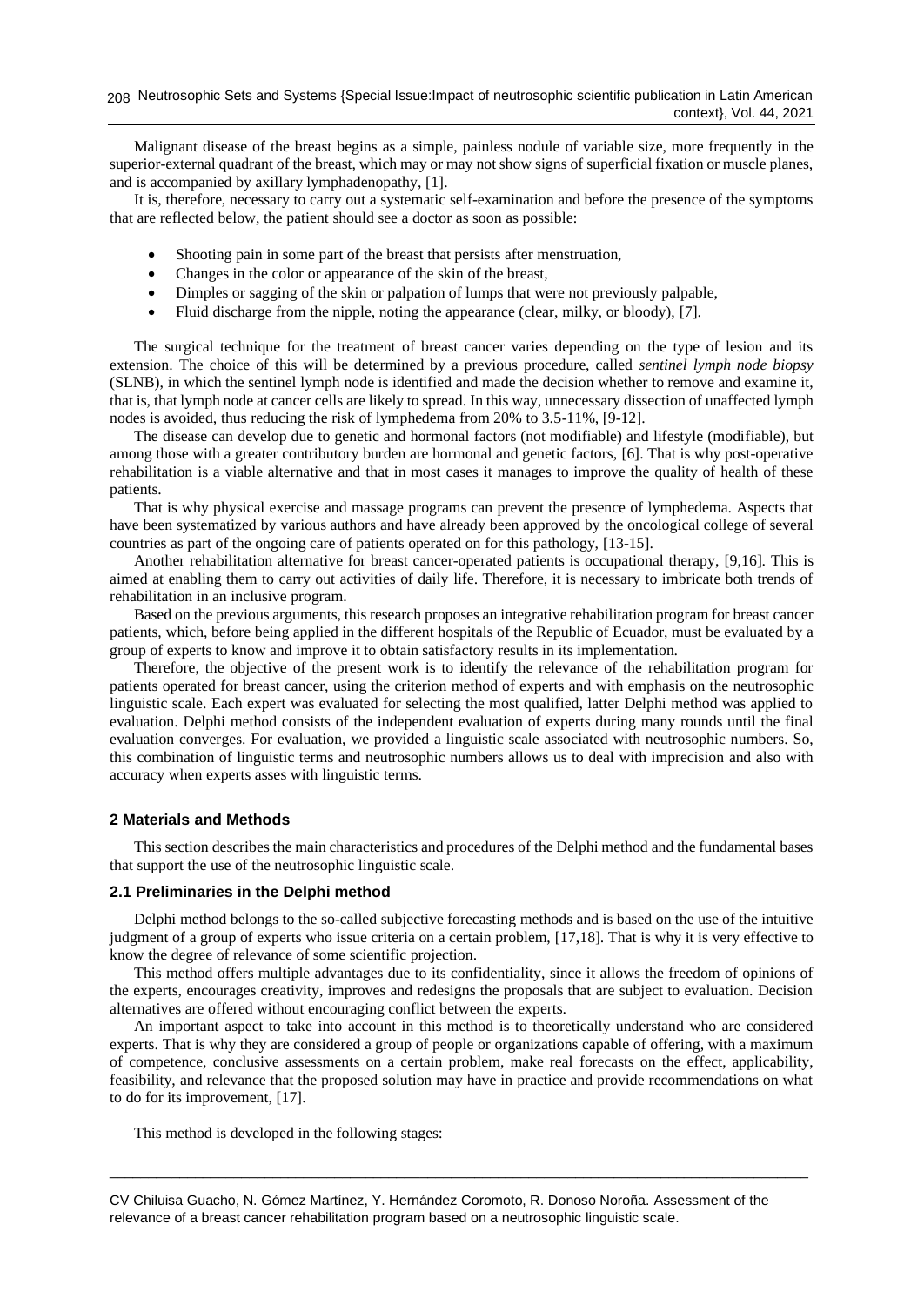Malignant disease of the breast begins as a simple, painless nodule of variable size, more frequently in the superior-external quadrant of the breast, which may or may not show signs of superficial fixation or muscle planes, and is accompanied by axillary lymphadenopathy, [1].

It is, therefore, necessary to carry out a systematic self-examination and before the presence of the symptoms that are reflected below, the patient should see a doctor as soon as possible:

- Shooting pain in some part of the breast that persists after menstruation,
- Changes in the color or appearance of the skin of the breast,
- Dimples or sagging of the skin or palpation of lumps that were not previously palpable,
- Fluid discharge from the nipple, noting the appearance (clear, milky, or bloody), [7].

The surgical technique for the treatment of breast cancer varies depending on the type of lesion and its extension. The choice of this will be determined by a previous procedure, called *sentinel lymph node biopsy* (SLNB), in which the sentinel lymph node is identified and made the decision whether to remove and examine it, that is, that lymph node at cancer cells are likely to spread. In this way, unnecessary dissection of unaffected lymph nodes is avoided, thus reducing the risk of lymphedema from 20% to 3.5-11%, [9-12].

The disease can develop due to genetic and hormonal factors (not modifiable) and lifestyle (modifiable), but among those with a greater contributory burden are hormonal and genetic factors, [6]. That is why post-operative rehabilitation is a viable alternative and that in most cases it manages to improve the quality of health of these patients.

That is why physical exercise and massage programs can prevent the presence of lymphedema. Aspects that have been systematized by various authors and have already been approved by the oncological college of several countries as part of the ongoing care of patients operated on for this pathology, [13-15].

Another rehabilitation alternative for breast cancer-operated patients is occupational therapy, [9,16]. This is aimed at enabling them to carry out activities of daily life. Therefore, it is necessary to imbricate both trends of rehabilitation in an inclusive program.

Based on the previous arguments, this research proposes an integrative rehabilitation program for breast cancer patients, which, before being applied in the different hospitals of the Republic of Ecuador, must be evaluated by a group of experts to know and improve it to obtain satisfactory results in its implementation.

Therefore, the objective of the present work is to identify the relevance of the rehabilitation program for patients operated for breast cancer, using the criterion method of experts and with emphasis on the neutrosophic linguistic scale. Each expert was evaluated for selecting the most qualified, latter Delphi method was applied to evaluation. Delphi method consists of the independent evaluation of experts during many rounds until the final evaluation converges. For evaluation, we provided a linguistic scale associated with neutrosophic numbers. So, this combination of linguistic terms and neutrosophic numbers allows us to deal with imprecision and also with accuracy when experts asses with linguistic terms.

## 2 Materials and Methods

This section describes the main characteristics and procedures of the Delphi method and the fundamental bases that support the use of the neutrosophic linguistic scale.

### 2.1 Preliminaries in the Delphi method

Delphi method belongs to the so-called subjective forecasting methods and is based on the use of the intuitive judgment of a group of experts who issue criteria on a certain problem, [17,18]. That is why it is very effective to know the degree of relevance of some scientific projection.

This method offers multiple advantages due to its confidentiality, since it allows the freedom of opinions of the experts, encourages creativity, improves and redesigns the proposals that are subject to evaluation. Decision alternatives are offered without encouraging conflict between the experts.

An important aspect to take into account in this method is to theoretically understand who are considered experts. That is why they are considered a group of people or organizations capable of offering, with a maximum of competence, conclusive assessments on a certain problem, make real forecasts on the effect, applicability, feasibility, and relevance that the proposed solution may have in practice and provide recommendations on what to do for its improvement, [17].

This method is developed in the following stages: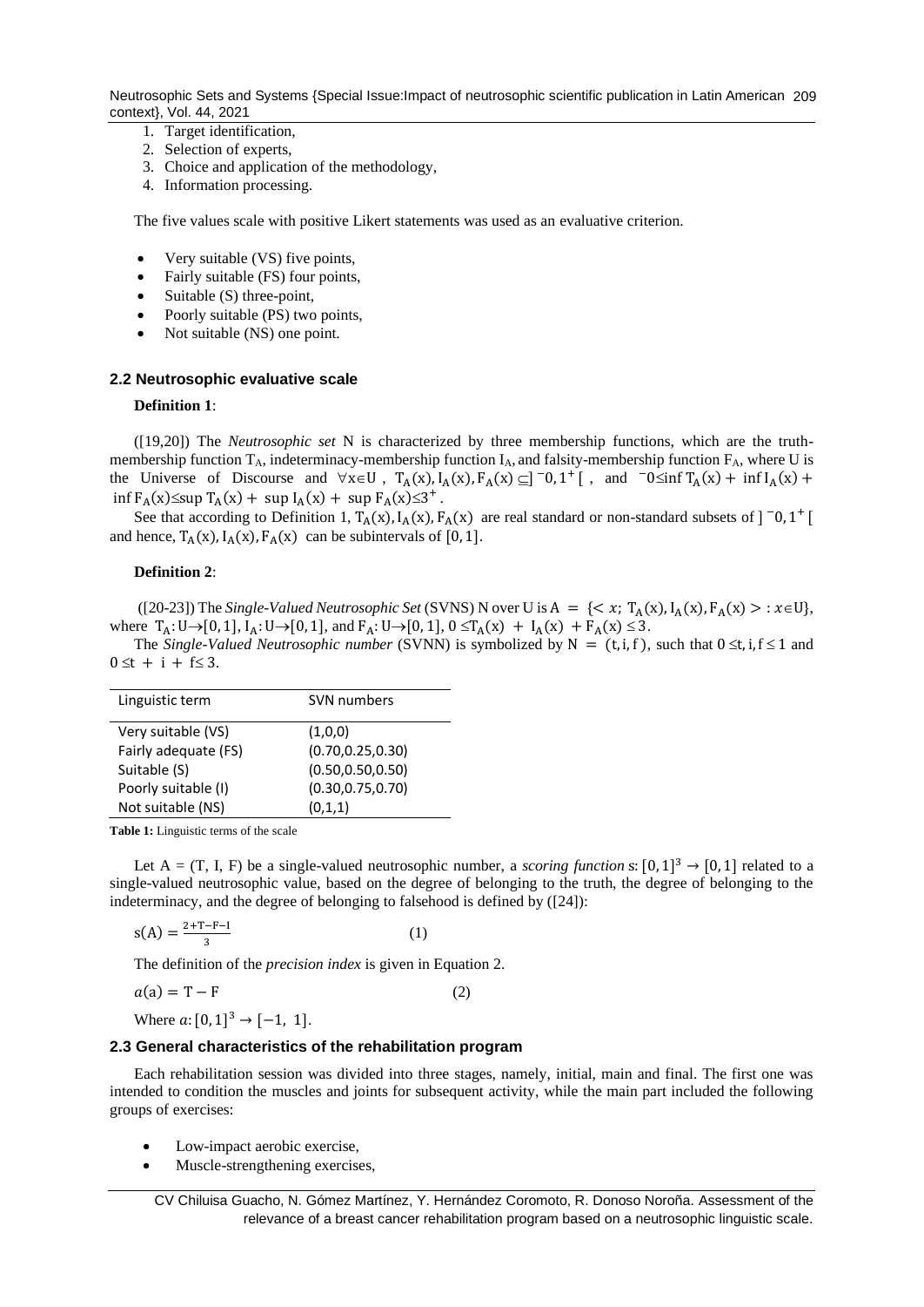1. Target identification,
2. Selection of experts,
3. Choice and application of the methodology,
4. Information processing.

The five values scale with positive Likert statements was used as an evaluative criterion.

- Very suitable (VS) five points,
- Fairly suitable (FS) four points,
- Suitable (S) three-point,
- Poorly suitable (PS) two points,
- Not suitable (NS) one point.

### 2.2 Neutrosophic evaluative scale

**Definition 1**:

([19,20]) The *Neutrosophic set* N is characterized by three membership functions, which are the truth-membership function $T_A$, indeterminacy-membership function $I_A$, and falsity-membership function $F_A$, where U is the Universe of Discourse and $\forall x \in U$, $T_A(x), I_A(x), F_A(x) \subseteq ]^-0, 1^+[$, and $^-0 \leq \inf T_A(x) + \inf I_A(x) + \inf F_A(x) \leq \sup T_A(x) + \sup I_A(x) + \sup F_A(x) \leq 3^+$.

See that according to Definition 1, $T_A(x), I_A(x), F_A(x)$ are real standard or non-standard subsets of $]^-0, 1^+[$ and hence, $T_A(x), I_A(x), F_A(x)$ can be subintervals of $[0, 1]$.

**Definition 2**:

([20-23]) The *Single-Valued Neutrosophic Set* (SVNS) N over U is $A = \{< x; T_A(x), I_A(x), F_A(x) > : x \in U\}$, where $T_A: U \rightarrow [0, 1]$, $I_A: U \rightarrow [0, 1]$, and $F_A: U \rightarrow [0, 1]$, $0 \leq T_A(x) + I_A(x) + F_A(x) \leq 3$.

The *Single-Valued Neutrosophic number* (SVNN) is symbolized by $N = (t, i, f)$, such that $0 \leq t, i, f \leq 1$ and $0 \leq t + i + f \leq 3$.

| Linguistic term | SVN numbers |
|---|---|
| Very suitable (VS) | (1,0,0) |
| Fairly adequate (FS) | (0.70,0.25,0.30) |
| Suitable (S) | (0.50,0.50,0.50) |
| Poorly suitable (I) | (0.30,0.75,0.70) |
| Not suitable (NS) | (0,1,1) |

**Table 1:** Linguistic terms of the scale

Let A = (T, I, F) be a single-valued neutrosophic number, a *scoring function* $s: [0, 1]^3 \rightarrow [0, 1]$ related to a single-valued neutrosophic value, based on the degree of belonging to the truth, the degree of belonging to the indeterminacy, and the degree of belonging to falsehood is defined by ([24]):

$$s(A) = \frac{2 + T - F - I}{3} \qquad (1)$$

The definition of the *precision index* is given in Equation 2.

$$a(a) = T - F \qquad (2)$$

Where $a: [0, 1]^3 \rightarrow [-1, 1]$.

### 2.3 General characteristics of the rehabilitation program

Each rehabilitation session was divided into three stages, namely, initial, main and final. The first one was intended to condition the muscles and joints for subsequent activity, while the main part included the following groups of exercises:

- Low-impact aerobic exercise,
- Muscle-strengthening exercises,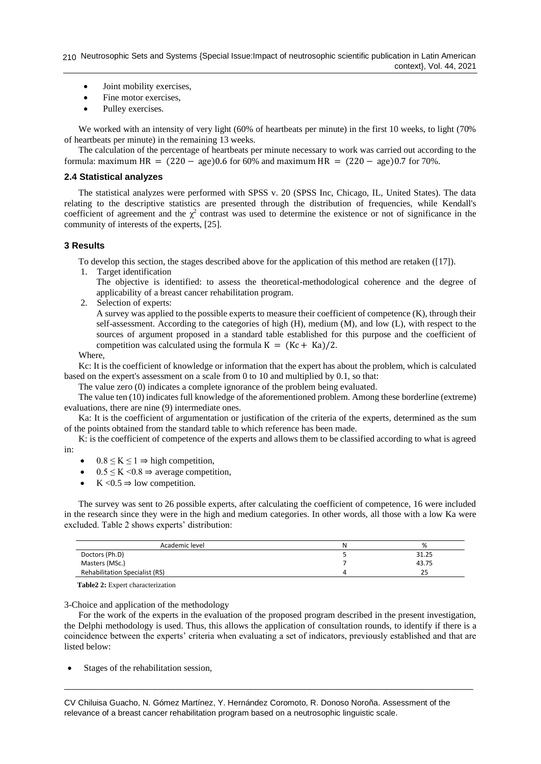- Joint mobility exercises,
- Fine motor exercises,
- Pulley exercises.

We worked with an intensity of very light (60% of heartbeats per minute) in the first 10 weeks, to light (70% of heartbeats per minute) in the remaining 13 weeks.

The calculation of the percentage of heartbeats per minute necessary to work was carried out according to the formula: maximum $\text{HR} = (220 - \text{age})0.6$ for 60% and maximum $\text{HR} = (220 - \text{age})0.7$ for 70%.

### 2.4 Statistical analyzes

The statistical analyzes were performed with SPSS v. 20 (SPSS Inc, Chicago, IL, United States). The data relating to the descriptive statistics are presented through the distribution of frequencies, while Kendall's coefficient of agreement and the $\chi^2$ contrast was used to determine the existence or not of significance in the community of interests of the experts, [25].

## 3 Results

To develop this section, the stages described above for the application of this method are retaken ([17]).

1. Target identification

   The objective is identified: to assess the theoretical-methodological coherence and the degree of applicability of a breast cancer rehabilitation program.

2. Selection of experts:

   A survey was applied to the possible experts to measure their coefficient of competence (K), through their self-assessment. According to the categories of high (H), medium (M), and low (L), with respect to the sources of argument proposed in a standard table established for this purpose and the coefficient of competition was calculated using the formula $K = (Kc + Ka)/2$.

Where,

Kc: It is the coefficient of knowledge or information that the expert has about the problem, which is calculated based on the expert's assessment on a scale from 0 to 10 and multiplied by 0.1, so that:

The value zero (0) indicates a complete ignorance of the problem being evaluated.

The value ten (10) indicates full knowledge of the aforementioned problem. Among these borderline (extreme) evaluations, there are nine (9) intermediate ones.

Ka: It is the coefficient of argumentation or justification of the criteria of the experts, determined as the sum of the points obtained from the standard table to which reference has been made.

K: is the coefficient of competence of the experts and allows them to be classified according to what is agreed in:

- $0.8 \leq K \leq 1 \Rightarrow$ high competition,
- $0.5 \leq K < 0.8 \Rightarrow$ average competition,
- $K < 0.5 \Rightarrow$ low competition.

The survey was sent to 26 possible experts, after calculating the coefficient of competence, 16 were included in the research since they were in the high and medium categories. In other words, all those with a low Ka were excluded. Table 2 shows experts' distribution:

| Academic level | N | % |
|---|---|---|
| Doctors (Ph.D) | 5 | 31.25 |
| Masters (MSc.) | 7 | 43.75 |
| Rehabilitation Specialist (RS) | 4 | 25 |

**Table2 2:** Expert characterization

3-Choice and application of the methodology

For the work of the experts in the evaluation of the proposed program described in the present investigation, the Delphi methodology is used. Thus, this allows the application of consultation rounds, to identify if there is a coincidence between the experts' criteria when evaluating a set of indicators, previously established and that are listed below:

- Stages of the rehabilitation session,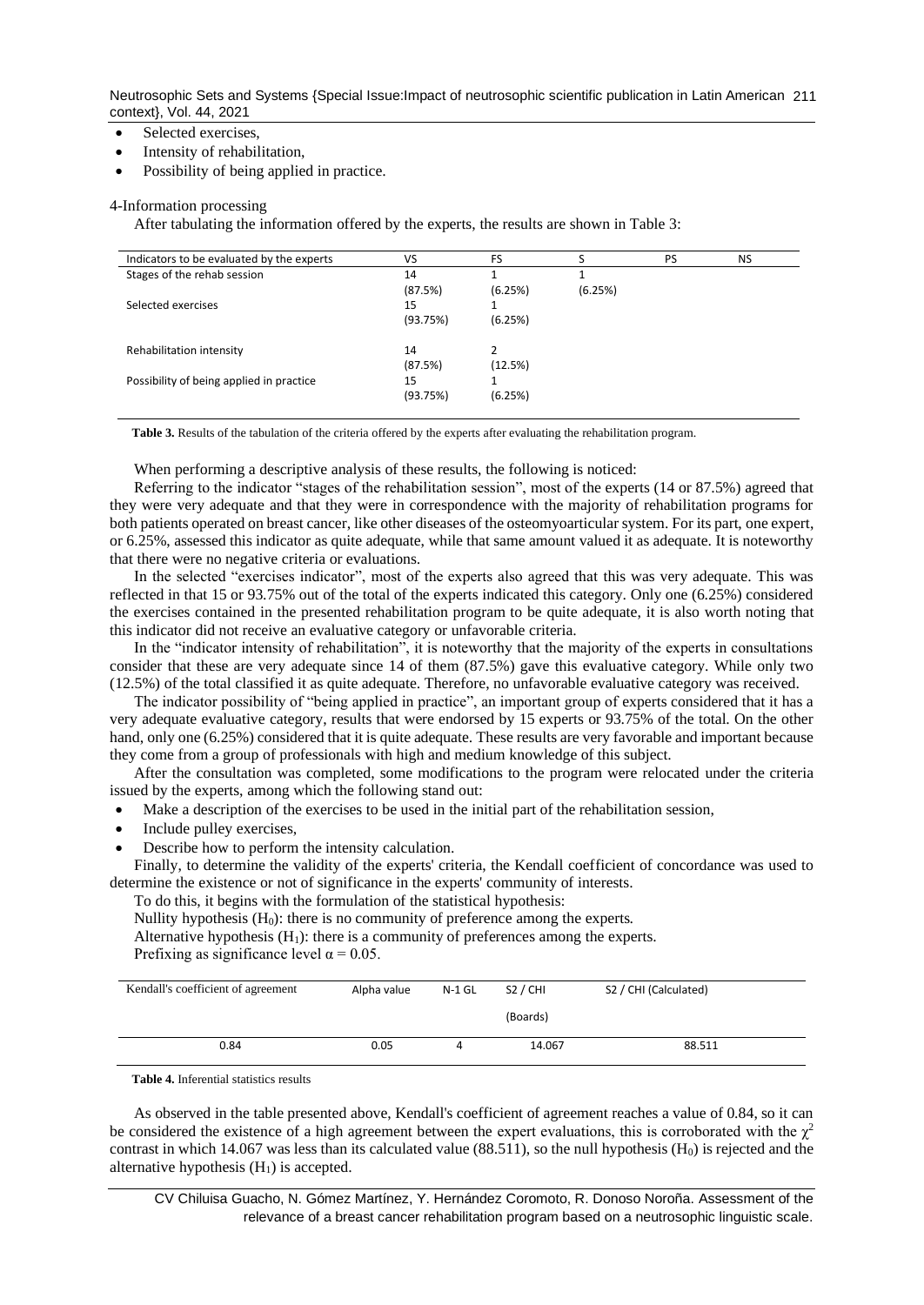- Selected exercises,
- Intensity of rehabilitation,
- Possibility of being applied in practice.

4-Information processing

After tabulating the information offered by the experts, the results are shown in Table 3:

| Indicators to be evaluated by the experts | VS | FS | S | PS | NS |
|---|---|---|---|---|---|
| Stages of the rehab session | 14 (87.5%) | 1 (6.25%) | 1 (6.25%) | | |
| Selected exercises | 15 (93.75%) | 1 (6.25%) | | | |
| Rehabilitation intensity | 14 (87.5%) | 2 (12.5%) | | | |
| Possibility of being applied in practice | 15 (93.75%) | 1 (6.25%) | | | |

**Table 3.** Results of the tabulation of the criteria offered by the experts after evaluating the rehabilitation program.

When performing a descriptive analysis of these results, the following is noticed:

Referring to the indicator "stages of the rehabilitation session", most of the experts (14 or 87.5%) agreed that they were very adequate and that they were in correspondence with the majority of rehabilitation programs for both patients operated on breast cancer, like other diseases of the osteomyoarticular system. For its part, one expert, or 6.25%, assessed this indicator as quite adequate, while that same amount valued it as adequate. It is noteworthy that there were no negative criteria or evaluations.

In the selected "exercises indicator", most of the experts also agreed that this was very adequate. This was reflected in that 15 or 93.75% out of the total of the experts indicated this category. Only one (6.25%) considered the exercises contained in the presented rehabilitation program to be quite adequate, it is also worth noting that this indicator did not receive an evaluative category or unfavorable criteria.

In the "indicator intensity of rehabilitation", it is noteworthy that the majority of the experts in consultations consider that these are very adequate since 14 of them (87.5%) gave this evaluative category. While only two (12.5%) of the total classified it as quite adequate. Therefore, no unfavorable evaluative category was received.

The indicator possibility of "being applied in practice", an important group of experts considered that it has a very adequate evaluative category, results that were endorsed by 15 experts or 93.75% of the total. On the other hand, only one (6.25%) considered that it is quite adequate. These results are very favorable and important because they come from a group of professionals with high and medium knowledge of this subject.

After the consultation was completed, some modifications to the program were relocated under the criteria issued by the experts, among which the following stand out:

- Make a description of the exercises to be used in the initial part of the rehabilitation session,
- Include pulley exercises,
- Describe how to perform the intensity calculation.

Finally, to determine the validity of the experts' criteria, the Kendall coefficient of concordance was used to determine the existence or not of significance in the experts' community of interests.

To do this, it begins with the formulation of the statistical hypothesis:

Nullity hypothesis ($H_0$): there is no community of preference among the experts.

Alternative hypothesis ($H_1$): there is a community of preferences among the experts.

Prefixing as significance level $\alpha = 0.05$.

| Kendall's coefficient of agreement | Alpha value | N-1 GL | S2 / CHI (Boards) | S2 / CHI (Calculated) |
|---|---|---|---|---|
| 0.84 | 0.05 | 4 | 14.067 | 88.511 |

**Table 4.** Inferential statistics results

As observed in the table presented above, Kendall's coefficient of agreement reaches a value of 0.84, so it can be considered the existence of a high agreement between the expert evaluations, this is corroborated with the $\chi^2$ contrast in which 14.067 was less than its calculated value (88.511), so the null hypothesis ($H_0$) is rejected and the alternative hypothesis ($H_1$) is accepted.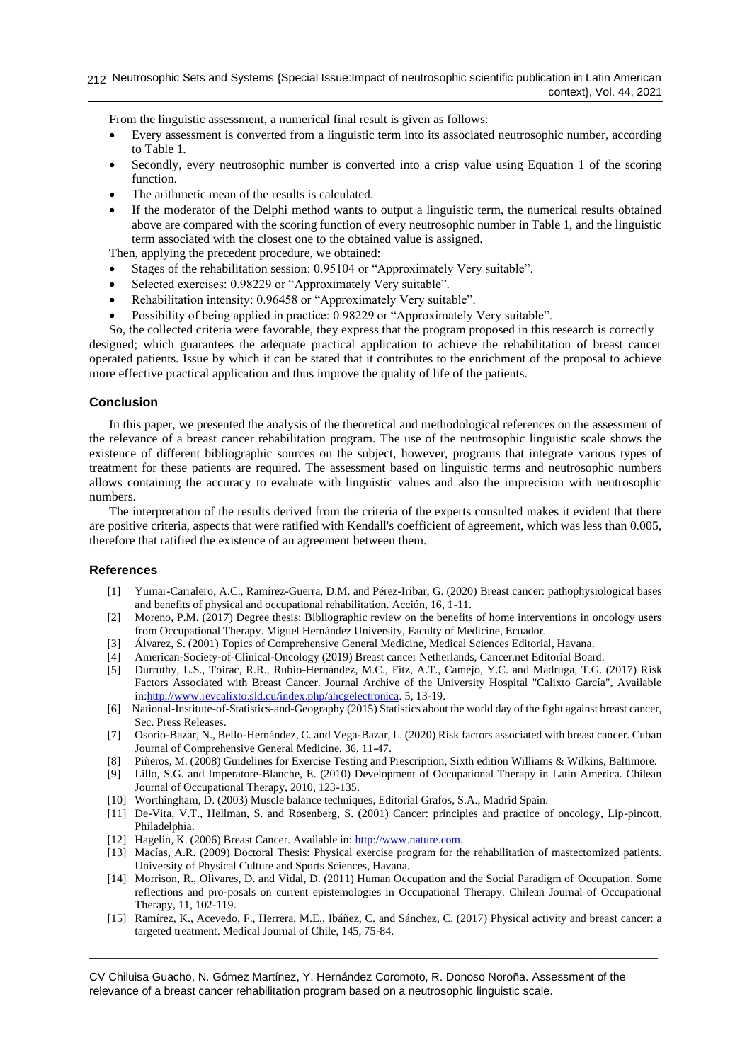From the linguistic assessment, a numerical final result is given as follows:

- Every assessment is converted from a linguistic term into its associated neutrosophic number, according to Table 1.
- Secondly, every neutrosophic number is converted into a crisp value using Equation 1 of the scoring function.
- The arithmetic mean of the results is calculated.
- If the moderator of the Delphi method wants to output a linguistic term, the numerical results obtained above are compared with the scoring function of every neutrosophic number in Table 1, and the linguistic term associated with the closest one to the obtained value is assigned.

Then, applying the precedent procedure, we obtained:

- Stages of the rehabilitation session: 0.95104 or "Approximately Very suitable".
- Selected exercises: 0.98229 or "Approximately Very suitable".
- Rehabilitation intensity: 0.96458 or "Approximately Very suitable".
- Possibility of being applied in practice: 0.98229 or "Approximately Very suitable".

So, the collected criteria were favorable, they express that the program proposed in this research is correctly designed; which guarantees the adequate practical application to achieve the rehabilitation of breast cancer operated patients. Issue by which it can be stated that it contributes to the enrichment of the proposal to achieve more effective practical application and thus improve the quality of life of the patients.

## Conclusion

In this paper, we presented the analysis of the theoretical and methodological references on the assessment of the relevance of a breast cancer rehabilitation program. The use of the neutrosophic linguistic scale shows the existence of different bibliographic sources on the subject, however, programs that integrate various types of treatment for these patients are required. The assessment based on linguistic terms and neutrosophic numbers allows containing the accuracy to evaluate with linguistic values and also the imprecision with neutrosophic numbers.

The interpretation of the results derived from the criteria of the experts consulted makes it evident that there are positive criteria, aspects that were ratified with Kendall's coefficient of agreement, which was less than 0.005, therefore that ratified the existence of an agreement between them.

## References

[1] Yumar-Carralero, A.C., Ramírez-Guerra, D.M. and Pérez-Iribar, G. (2020) Breast cancer: pathophysiological bases and benefits of physical and occupational rehabilitation. Acción, 16, 1-11.

[2] Moreno, P.M. (2017) Degree thesis: Bibliographic review on the benefits of home interventions in oncology users from Occupational Therapy. Miguel Hernández University, Faculty of Medicine, Ecuador.

[3] Álvarez, S. (2001) Topics of Comprehensive General Medicine, Medical Sciences Editorial, Havana.

[4] American-Society-of-Clinical-Oncology (2019) Breast cancer Netherlands, Cancer.net Editorial Board.

[5] Durruthy, L.S., Toirac, R.R., Rubio-Hernández, M.C., Fitz, A.T., Camejo, Y.C. and Madruga, T.G. (2017) Risk Factors Associated with Breast Cancer. Journal Archive of the University Hospital "Calixto García", Available in:http://www.revcalixto.sld.cu/index.php/ahcgelectronica. 5, 13-19.

[6] National-Institute-of-Statistics-and-Geography (2015) Statistics about the world day of the fight against breast cancer, Sec. Press Releases.

[7] Osorio-Bazar, N., Bello-Hernández, C. and Vega-Bazar, L. (2020) Risk factors associated with breast cancer. Cuban Journal of Comprehensive General Medicine, 36, 11-47.

[8] Piñeros, M. (2008) Guidelines for Exercise Testing and Prescription, Sixth edition Williams & Wilkins, Baltimore.

[9] Lillo, S.G. and Imperatore-Blanche, E. (2010) Development of Occupational Therapy in Latin America. Chilean Journal of Occupational Therapy, 2010, 123-135.

[10] Worthingham, D. (2003) Muscle balance techniques, Editorial Grafos, S.A., Madrid Spain.

[11] De-Vita, V.T., Hellman, S. and Rosenberg, S. (2001) Cancer: principles and practice of oncology, Lip-pincott, Philadelphia.

[12] Hagelin, K. (2006) Breast Cancer. Available in: http://www.nature.com.

[13] Macías, A.R. (2009) Doctoral Thesis: Physical exercise program for the rehabilitation of mastectomized patients. University of Physical Culture and Sports Sciences, Havana.

[14] Morrison, R., Olivares, D. and Vidal, D. (2011) Human Occupation and the Social Paradigm of Occupation. Some reflections and pro-posals on current epistemologies in Occupational Therapy. Chilean Journal of Occupational Therapy, 11, 102-119.

[15] Ramírez, K., Acevedo, F., Herrera, M.E., Ibáñez, C. and Sánchez, C. (2017) Physical activity and breast cancer: a targeted treatment. Medical Journal of Chile, 145, 75-84.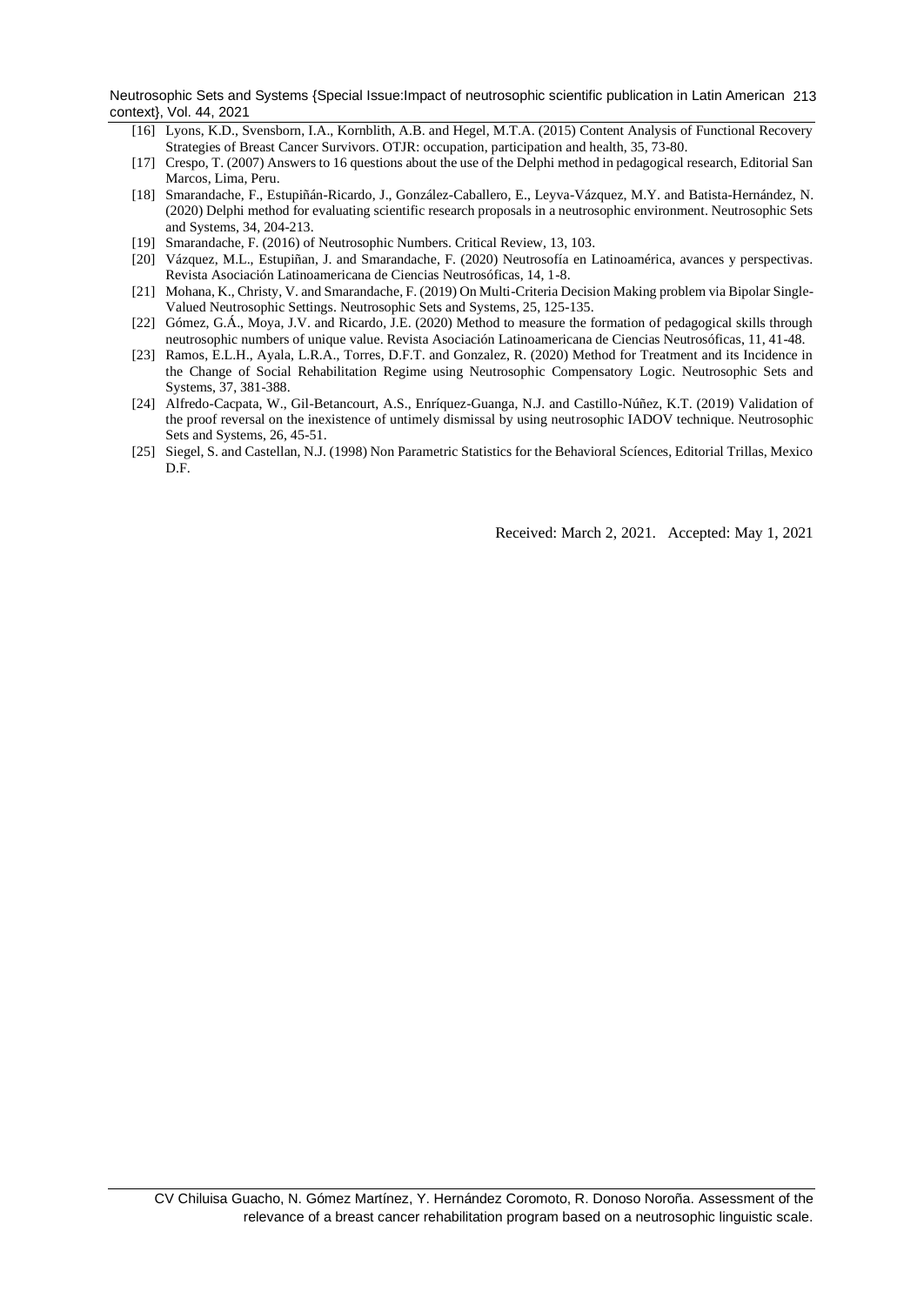[16] Lyons, K.D., Svensborn, I.A., Kornblith, A.B. and Hegel, M.T.A. (2015) Content Analysis of Functional Recovery Strategies of Breast Cancer Survivors. OTJR: occupation, participation and health, 35, 73-80.

[17] Crespo, T. (2007) Answers to 16 questions about the use of the Delphi method in pedagogical research, Editorial San Marcos, Lima, Peru.

[18] Smarandache, F., Estupiñán-Ricardo, J., González-Caballero, E., Leyva-Vázquez, M.Y. and Batista-Hernández, N. (2020) Delphi method for evaluating scientific research proposals in a neutrosophic environment. Neutrosophic Sets and Systems, 34, 204-213.

[19] Smarandache, F. (2016) of Neutrosophic Numbers. Critical Review, 13, 103.

[20] Vázquez, M.L., Estupiñan, J. and Smarandache, F. (2020) Neutrosofía en Latinoamérica, avances y perspectivas. Revista Asociación Latinoamericana de Ciencias Neutrosóficas, 14, 1-8.

[21] Mohana, K., Christy, V. and Smarandache, F. (2019) On Multi-Criteria Decision Making problem via Bipolar Single-Valued Neutrosophic Settings. Neutrosophic Sets and Systems, 25, 125-135.

[22] Gómez, G.Á., Moya, J.V. and Ricardo, J.E. (2020) Method to measure the formation of pedagogical skills through neutrosophic numbers of unique value. Revista Asociación Latinoamericana de Ciencias Neutrosóficas, 11, 41-48.

[23] Ramos, E.L.H., Ayala, L.R.A., Torres, D.F.T. and Gonzalez, R. (2020) Method for Treatment and its Incidence in the Change of Social Rehabilitation Regime using Neutrosophic Compensatory Logic. Neutrosophic Sets and Systems, 37, 381-388.

[24] Alfredo-Cacpata, W., Gil-Betancourt, A.S., Enríquez-Guanga, N.J. and Castillo-Núñez, K.T. (2019) Validation of the proof reversal on the inexistence of untimely dismissal by using neutrosophic IADOV technique. Neutrosophic Sets and Systems, 26, 45-51.

[25] Siegel, S. and Castellan, N.J. (1998) Non Parametric Statistics for the Behavioral Scíences, Editorial Trillas, Mexico D.F.

Received: March 2, 2021. Accepted: May 1, 2021